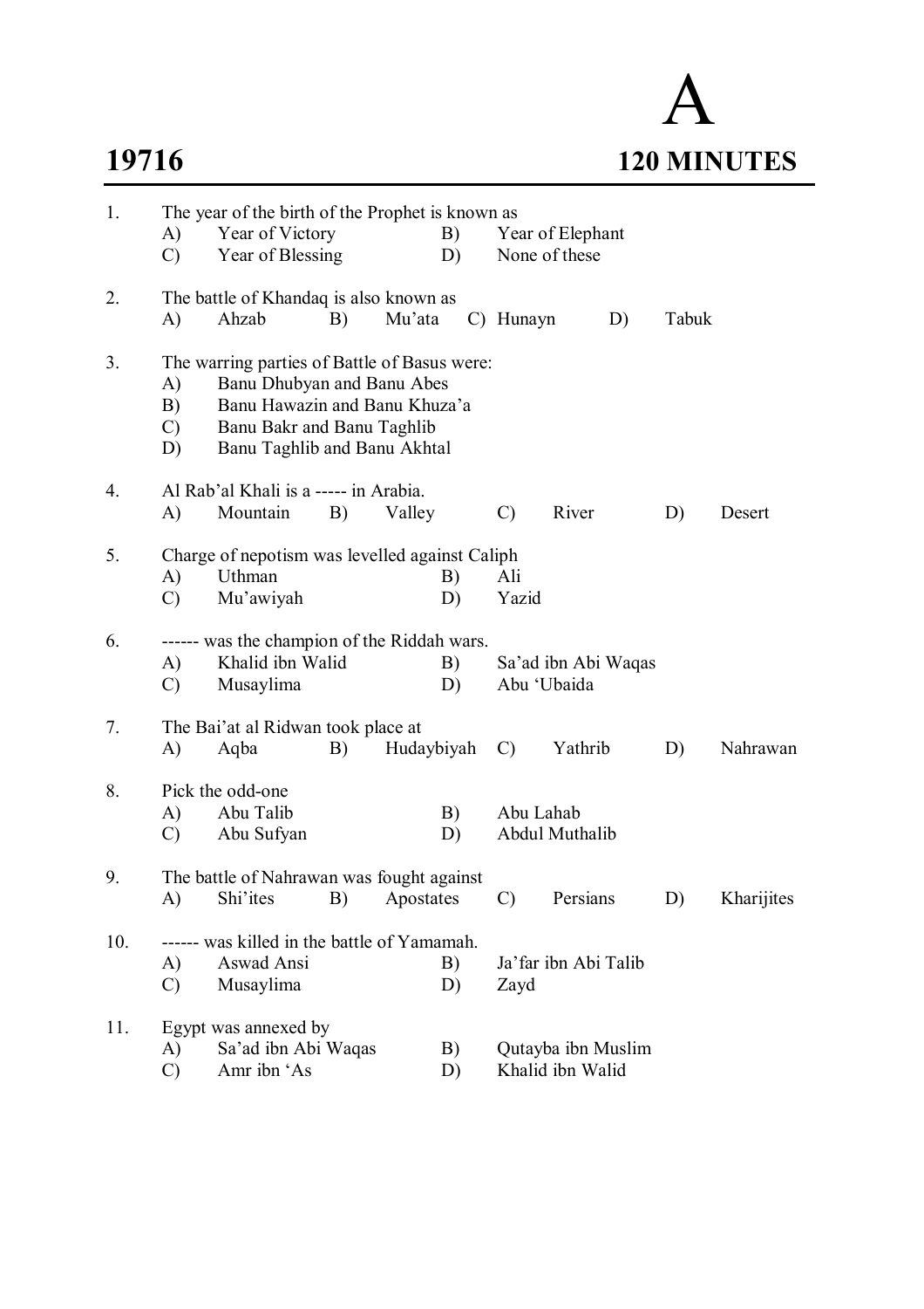**19716** **A** **120 MINUTES**

1. The year of the birth of the Prophet is known as
   A) Year of Victory
   B) Year of Elephant
   C) Year of Blessing
   D) None of these

2. The battle of Khandaq is also known as
   A) Ahzab
   B) Mu'ata
   C) Hunayn
   D) Tabuk

3. The warring parties of Battle of Basus were:
   A) Banu Dhubyan and Banu Abes
   B) Banu Hawazin and Banu Khuza'a
   C) Banu Bakr and Banu Taghlib
   D) Banu Taghlib and Banu Akhtal

4. Al Rab'al Khali is a ----- in Arabia.
   A) Mountain
   B) Valley
   C) River
   D) Desert

5. Charge of nepotism was levelled against Caliph
   A) Uthman
   B) Ali
   C) Mu'awiyah
   D) Yazid

6. ------ was the champion of the Riddah wars.
   A) Khalid ibn Walid
   B) Sa'ad ibn Abi Waqas
   C) Musaylima
   D) Abu 'Ubaida

7. The Bai'at al Ridwan took place at
   A) Aqba
   B) Hudaybiyah
   C) Yathrib
   D) Nahrawan

8. Pick the odd-one
   A) Abu Talib
   B) Abu Lahab
   C) Abu Sufyan
   D) Abdul Muthalib

9. The battle of Nahrawan was fought against
   A) Shi'ites
   B) Apostates
   C) Persians
   D) Kharijites

10. ------ was killed in the battle of Yamamah.
    A) Aswad Ansi
    B) Ja'far ibn Abi Talib
    C) Musaylima
    D) Zayd

11. Egypt was annexed by
    A) Sa'ad ibn Abi Waqas
    B) Qutayba ibn Muslim
    C) Amr ibn 'As
    D) Khalid ibn Walid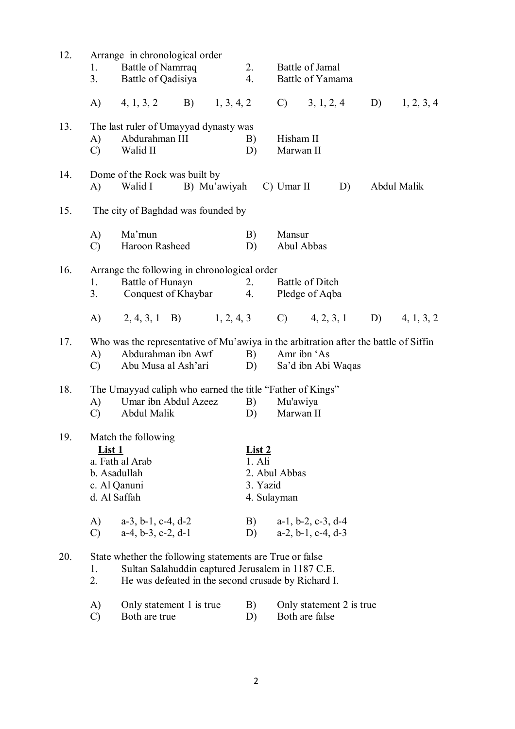12. Arrange in chronological order

| | | | |
|---|---|---|---|
| 1. | Battle of Namrraq | 2. | Battle of Jamal |
| 3. | Battle of Qadisiya | 4. | Battle of Yamama |

A) 4, 1, 3, 2 B) 1, 3, 4, 2 C) 3, 1, 2, 4 D) 1, 2, 3, 4

13. The last ruler of Umayyad dynasty was

A) Abdurahman III B) Hisham II
C) Walid II D) Marwan II

14. Dome of the Rock was built by

A) Walid I B) Mu'awiyah C) Umar II D) Abdul Malik

15. The city of Baghdad was founded by

A) Ma'mun B) Mansur
C) Haroon Rasheed D) Abul Abbas

16. Arrange the following in chronological order

| | | | |
|---|---|---|---|
| 1. | Battle of Hunayn | 2. | Battle of Ditch |
| 3. | Conquest of Khaybar | 4. | Pledge of Aqba |

A) 2, 4, 3, 1 B) 1, 2, 4, 3 C) 4, 2, 3, 1 D) 4, 1, 3, 2

17. Who was the representative of Mu'awiya in the arbitration after the battle of Siffin

A) Abdurahman ibn Awf B) Amr ibn 'As
C) Abu Musa al Ash'ari D) Sa'd ibn Abi Waqas

18. The Umayyad caliph who earned the title "Father of Kings"

A) Umar ibn Abdul Azeez B) Mu'awiya
C) Abdul Malik D) Marwan II

19. Match the following

| **List 1** | **List 2** |
|---|---|
| a. Fath al Arab | 1. Ali |
| b. Asadullah | 2. Abul Abbas |
| c. Al Qanuni | 3. Yazid |
| d. Al Saffah | 4. Sulayman |

A) a-3, b-1, c-4, d-2 B) a-1, b-2, c-3, d-4
C) a-4, b-3, c-2, d-1 D) a-2, b-1, c-4, d-3

20. State whether the following statements are True or false

1. Sultan Salahuddin captured Jerusalem in 1187 C.E.
2. He was defeated in the second crusade by Richard I.

A) Only statement 1 is true B) Only statement 2 is true
C) Both are true D) Both are false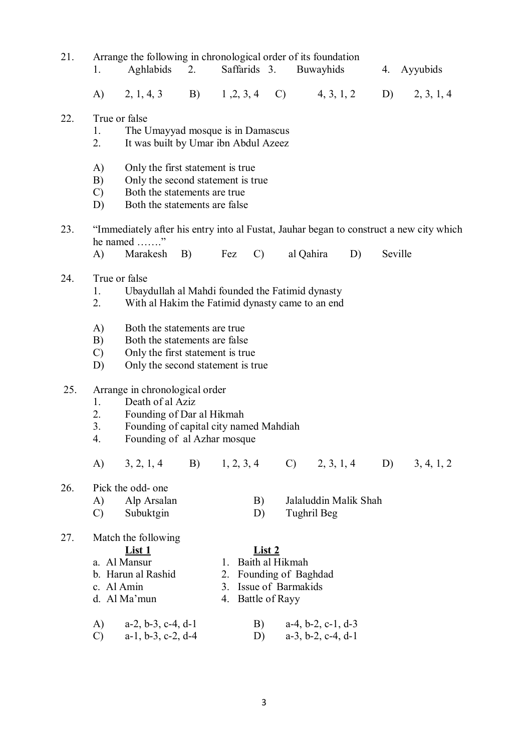21. Arrange the following in chronological order of its foundation

    1. Aghlabids 2. Saffarids 3. Buwayhids 4. Ayyubids

    A) 2, 1, 4, 3 B) 1 ,2, 3, 4 C) 4, 3, 1, 2 D) 2, 3, 1, 4

22. True or false

    1. The Umayyad mosque is in Damascus
    2. It was built by Umar ibn Abdul Azeez

    A) Only the first statement is true
    B) Only the second statement is true
    C) Both the statements are true
    D) Both the statements are false

23. "Immediately after his entry into al Fustat, Jauhar began to construct a new city which he named ……."

    A) Marakesh B) Fez C) al Qahira D) Seville

24. True or false

    1. Ubaydullah al Mahdi founded the Fatimid dynasty
    2. With al Hakim the Fatimid dynasty came to an end

    A) Both the statements are true
    B) Both the statements are false
    C) Only the first statement is true
    D) Only the second statement is true

25. Arrange in chronological order

    1. Death of al Aziz
    2. Founding of Dar al Hikmah
    3. Founding of capital city named Mahdiah
    4. Founding of al Azhar mosque

    A) 3, 2, 1, 4 B) 1, 2, 3, 4 C) 2, 3, 1, 4 D) 3, 4, 1, 2

26. Pick the odd- one

    A) Alp Arsalan B) Jalaluddin Malik Shah
    C) Subuktgin D) Tughril Beg

27. Match the following

| List 1 | List 2 |
|---|---|
| a. Al Mansur | 1. Baith al Hikmah |
| b. Harun al Rashid | 2. Founding of Baghdad |
| c. Al Amin | 3. Issue of Barmakids |
| d. Al Ma'mun | 4. Battle of Rayy |

    A) a-2, b-3, c-4, d-1 B) a-4, b-2, c-1, d-3
    C) a-1, b-3, c-2, d-4 D) a-3, b-2, c-4, d-1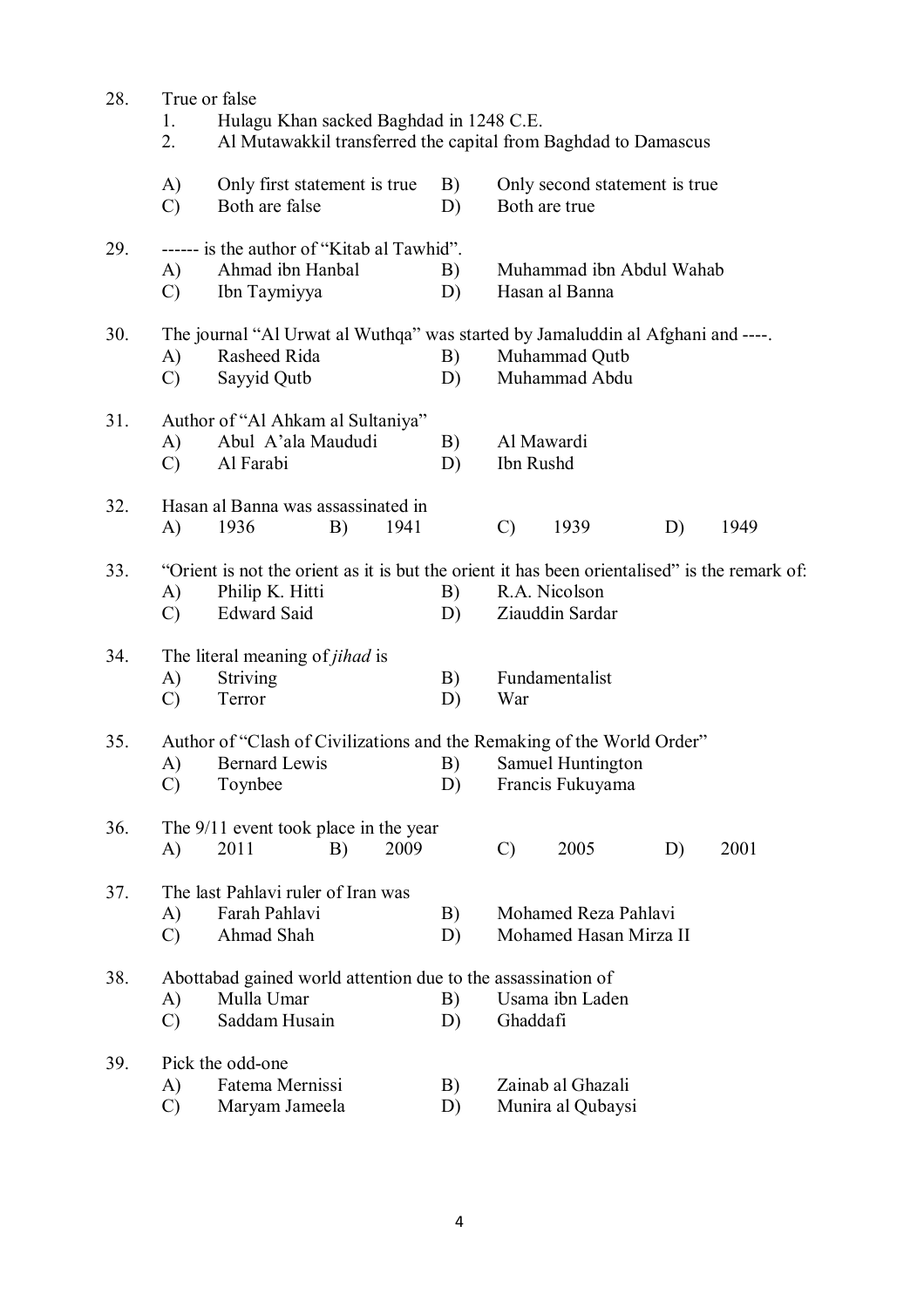28. True or false
    1. Hulagu Khan sacked Baghdad in 1248 C.E.
    2. Al Mutawakkil transferred the capital from Baghdad to Damascus

    A) Only first statement is true　　B) Only second statement is true
    C) Both are false　　D) Both are true

29. ------ is the author of "Kitab al Tawhid".
    A) Ahmad ibn Hanbal　　B) Muhammad ibn Abdul Wahab
    C) Ibn Taymiyya　　D) Hasan al Banna

30. The journal "Al Urwat al Wuthqa" was started by Jamaluddin al Afghani and ----.
    A) Rasheed Rida　　B) Muhammad Qutb
    C) Sayyid Qutb　　D) Muhammad Abdu

31. Author of "Al Ahkam al Sultaniya"
    A) Abul A'ala Maududi　　B) Al Mawardi
    C) Al Farabi　　D) Ibn Rushd

32. Hasan al Banna was assassinated in
    A) 1936　　B) 1941　　C) 1939　　D) 1949

33. "Orient is not the orient as it is but the orient it has been orientalised" is the remark of:
    A) Philip K. Hitti　　B) R.A. Nicolson
    C) Edward Said　　D) Ziauddin Sardar

34. The literal meaning of *jihad* is
    A) Striving　　B) Fundamentalist
    C) Terror　　D) War

35. Author of "Clash of Civilizations and the Remaking of the World Order"
    A) Bernard Lewis　　B) Samuel Huntington
    C) Toynbee　　D) Francis Fukuyama

36. The 9/11 event took place in the year
    A) 2011　　B) 2009　　C) 2005　　D) 2001

37. The last Pahlavi ruler of Iran was
    A) Farah Pahlavi　　B) Mohamed Reza Pahlavi
    C) Ahmad Shah　　D) Mohamed Hasan Mirza II

38. Abottabad gained world attention due to the assassination of
    A) Mulla Umar　　B) Usama ibn Laden
    C) Saddam Husain　　D) Ghaddafi

39. Pick the odd-one
    A) Fatema Mernissi　　B) Zainab al Ghazali
    C) Maryam Jameela　　D) Munira al Qubaysi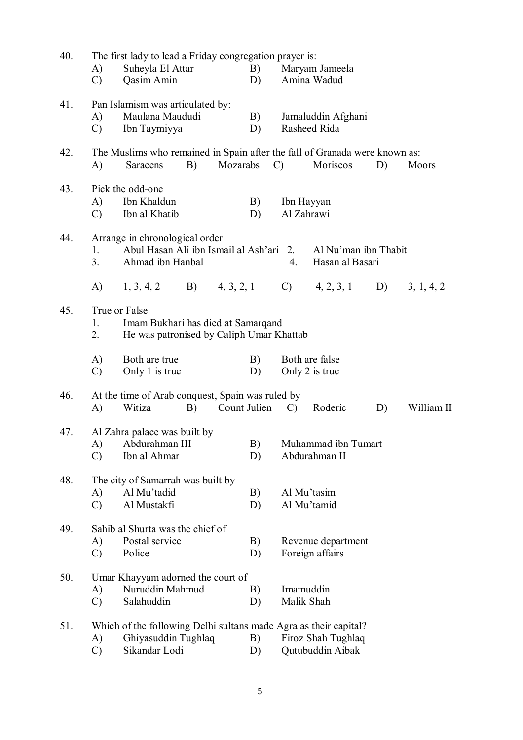40. The first lady to lead a Friday congregation prayer is:
    A) Suheyla El Attar B) Maryam Jameela
    C) Qasim Amin D) Amina Wadud

41. Pan Islamism was articulated by:
    A) Maulana Maududi B) Jamaluddin Afghani
    C) Ibn Taymiyya D) Rasheed Rida

42. The Muslims who remained in Spain after the fall of Granada were known as:
    A) Saracens B) Mozarabs C) Moriscos D) Moors

43. Pick the odd-one
    A) Ibn Khaldun B) Ibn Hayyan
    C) Ibn al Khatib D) Al Zahrawi

44. Arrange in chronological order
    1. Abul Hasan Ali ibn Ismail al Ash'ari 2. Al Nu'man ibn Thabit
    3. Ahmad ibn Hanbal 4. Hasan al Basari

    A) 1, 3, 4, 2 B) 4, 3, 2, 1 C) 4, 2, 3, 1 D) 3, 1, 4, 2

45. True or False
    1. Imam Bukhari has died at Samarqand
    2. He was patronised by Caliph Umar Khattab

    A) Both are true B) Both are false
    C) Only 1 is true D) Only 2 is true

46. At the time of Arab conquest, Spain was ruled by
    A) Witiza B) Count Julien C) Roderic D) William II

47. Al Zahra palace was built by
    A) Abdurahman III B) Muhammad ibn Tumart
    C) Ibn al Ahmar D) Abdurahman II

48. The city of Samarrah was built by
    A) Al Mu'tadid B) Al Mu'tasim
    C) Al Mustakfi D) Al Mu'tamid

49. Sahib al Shurta was the chief of
    A) Postal service B) Revenue department
    C) Police D) Foreign affairs

50. Umar Khayyam adorned the court of
    A) Nuruddin Mahmud B) Imamuddin
    C) Salahuddin D) Malik Shah

51. Which of the following Delhi sultans made Agra as their capital?
    A) Ghiyasuddin Tughlaq B) Firoz Shah Tughlaq
    C) Sikandar Lodi D) Qutubuddin Aibak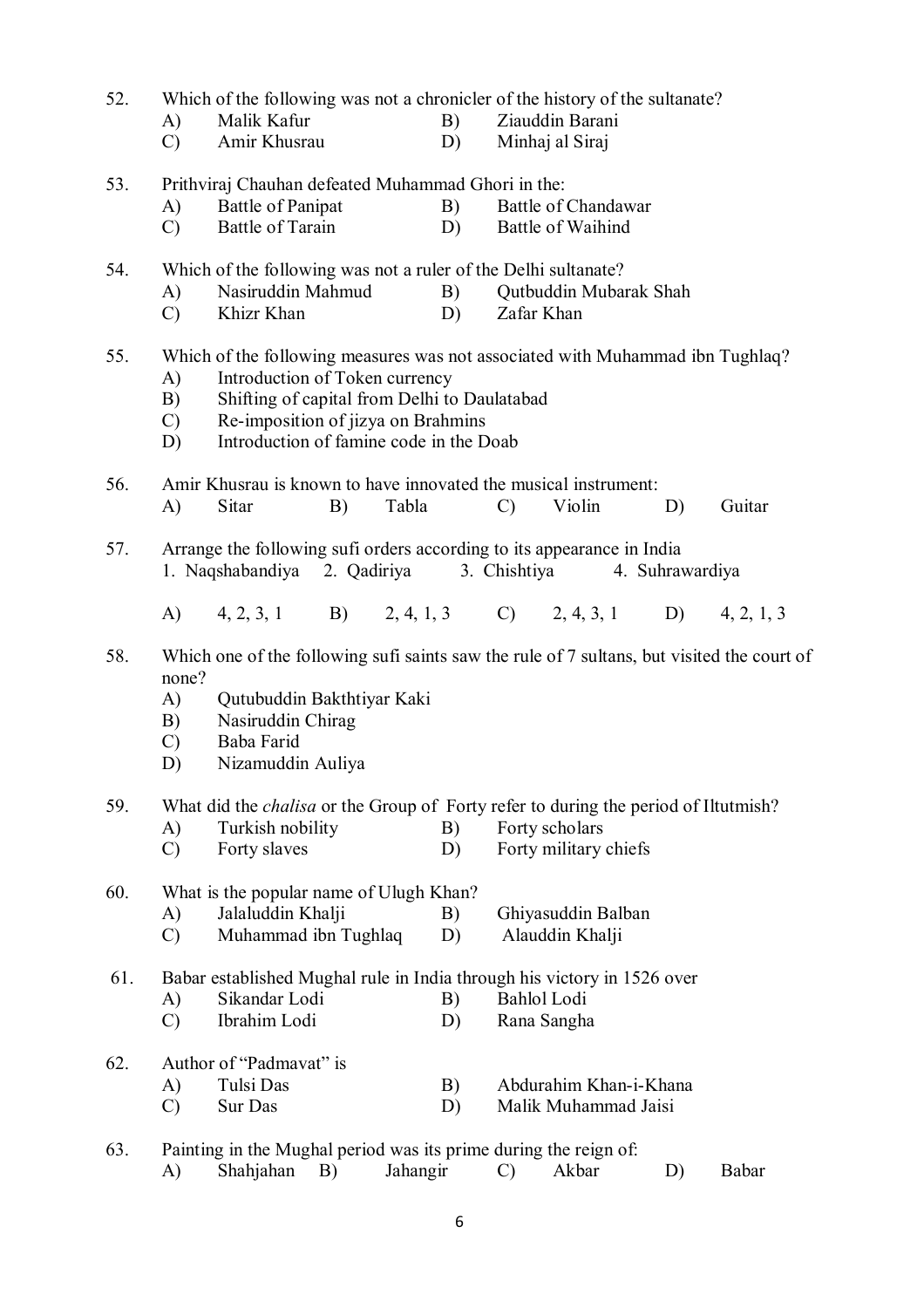52. Which of the following was not a chronicler of the history of the sultanate?
    - A) Malik Kafur
    - B) Ziauddin Barani
    - C) Amir Khusrau
    - D) Minhaj al Siraj

53. Prithviraj Chauhan defeated Muhammad Ghori in the:
    - A) Battle of Panipat
    - B) Battle of Chandawar
    - C) Battle of Tarain
    - D) Battle of Waihind

54. Which of the following was not a ruler of the Delhi sultanate?
    - A) Nasiruddin Mahmud
    - B) Qutbuddin Mubarak Shah
    - C) Khizr Khan
    - D) Zafar Khan

55. Which of the following measures was not associated with Muhammad ibn Tughlaq?
    - A) Introduction of Token currency
    - B) Shifting of capital from Delhi to Daulatabad
    - C) Re-imposition of jizya on Brahmins
    - D) Introduction of famine code in the Doab

56. Amir Khusrau is known to have innovated the musical instrument:
    - A) Sitar
    - B) Tabla
    - C) Violin
    - D) Guitar

57. Arrange the following sufi orders according to its appearance in India
    1. Naqshabandiya 2. Qadiriya 3. Chishtiya 4. Suhrawardiya

    - A) 4, 2, 3, 1
    - B) 2, 4, 1, 3
    - C) 2, 4, 3, 1
    - D) 4, 2, 1, 3

58. Which one of the following sufi saints saw the rule of 7 sultans, but visited the court of none?
    - A) Qutubuddin Bakhthtiyar Kaki
    - B) Nasiruddin Chirag
    - C) Baba Farid
    - D) Nizamuddin Auliya

59. What did the *chalisa* or the Group of Forty refer to during the period of Iltutmish?
    - A) Turkish nobility
    - B) Forty scholars
    - C) Forty slaves
    - D) Forty military chiefs

60. What is the popular name of Ulugh Khan?
    - A) Jalaluddin Khalji
    - B) Ghiyasuddin Balban
    - C) Muhammad ibn Tughlaq
    - D) Alauddin Khalji

61. Babar established Mughal rule in India through his victory in 1526 over
    - A) Sikandar Lodi
    - B) Bahlol Lodi
    - C) Ibrahim Lodi
    - D) Rana Sangha

62. Author of "Padmavat" is
    - A) Tulsi Das
    - B) Abdurahim Khan-i-Khana
    - C) Sur Das
    - D) Malik Muhammad Jaisi

63. Painting in the Mughal period was its prime during the reign of:
    - A) Shahjahan
    - B) Jahangir
    - C) Akbar
    - D) Babar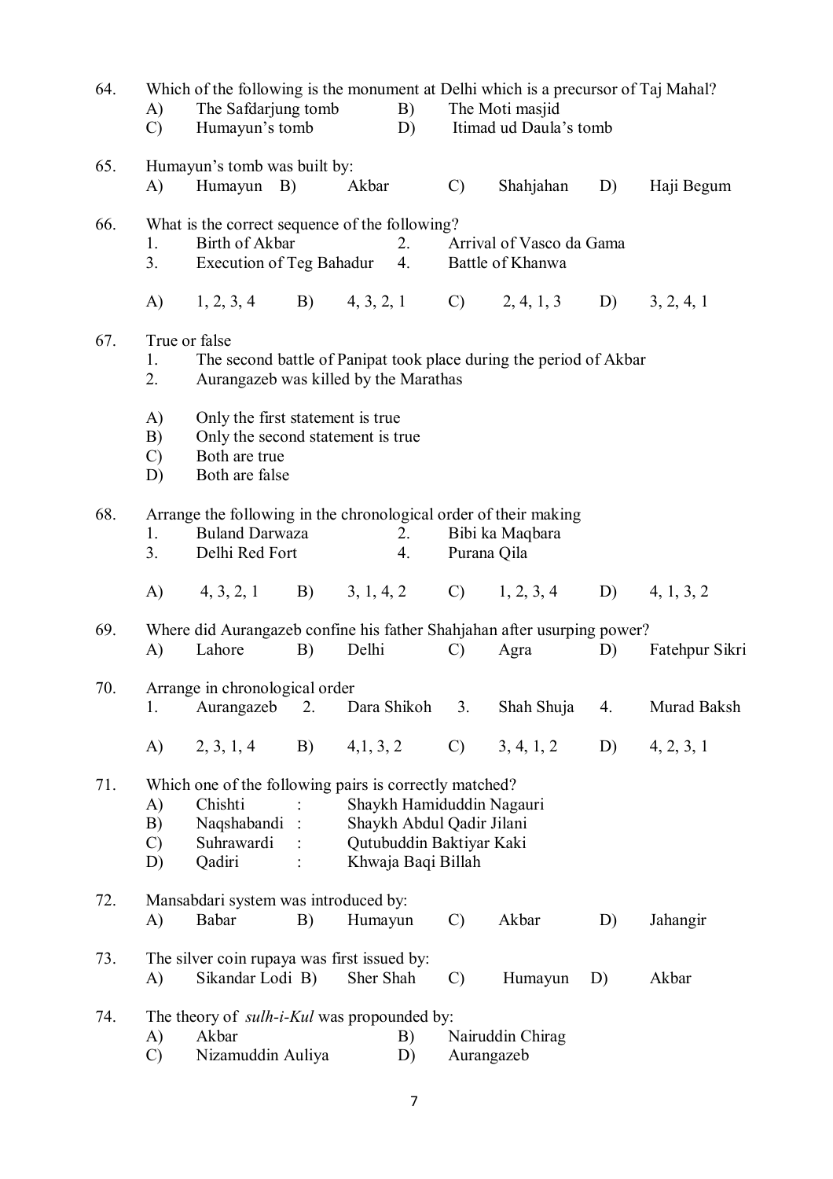64. Which of the following is the monument at Delhi which is a precursor of Taj Mahal?
    A) The Safdarjung tomb
    B) The Moti masjid
    C) Humayun's tomb
    D) Itimad ud Daula's tomb

65. Humayun's tomb was built by:
    A) Humayun
    B) Akbar
    C) Shahjahan
    D) Haji Begum

66. What is the correct sequence of the following?
    1. Birth of Akbar
    2. Arrival of Vasco da Gama
    3. Execution of Teg Bahadur
    4. Battle of Khanwa

    A) 1, 2, 3, 4
    B) 4, 3, 2, 1
    C) 2, 4, 1, 3
    D) 3, 2, 4, 1

67. True or false
    1. The second battle of Panipat took place during the period of Akbar
    2. Aurangazeb was killed by the Marathas

    A) Only the first statement is true
    B) Only the second statement is true
    C) Both are true
    D) Both are false

68. Arrange the following in the chronological order of their making
    1. Buland Darwaza
    2. Bibi ka Maqbara
    3. Delhi Red Fort
    4. Purana Qila

    A) 4, 3, 2, 1
    B) 3, 1, 4, 2
    C) 1, 2, 3, 4
    D) 4, 1, 3, 2

69. Where did Aurangazeb confine his father Shahjahan after usurping power?
    A) Lahore
    B) Delhi
    C) Agra
    D) Fatehpur Sikri

70. Arrange in chronological order
    1. Aurangazeb
    2. Dara Shikoh
    3. Shah Shuja
    4. Murad Baksh

    A) 2, 3, 1, 4
    B) 4,1, 3, 2
    C) 3, 4, 1, 2
    D) 4, 2, 3, 1

71. Which one of the following pairs is correctly matched?
    A) Chishti : Shaykh Hamiduddin Nagauri
    B) Naqshabandi : Shaykh Abdul Qadir Jilani
    C) Suhrawardi : Qutubuddin Baktiyar Kaki
    D) Qadiri : Khwaja Baqi Billah

72. Mansabdari system was introduced by:
    A) Babar
    B) Humayun
    C) Akbar
    D) Jahangir

73. The silver coin rupaya was first issued by:
    A) Sikandar Lodi
    B) Sher Shah
    C) Humayun
    D) Akbar

74. The theory of *sulh-i-Kul* was propounded by:
    A) Akbar
    B) Nairuddin Chirag
    C) Nizamuddin Auliya
    D) Aurangazeb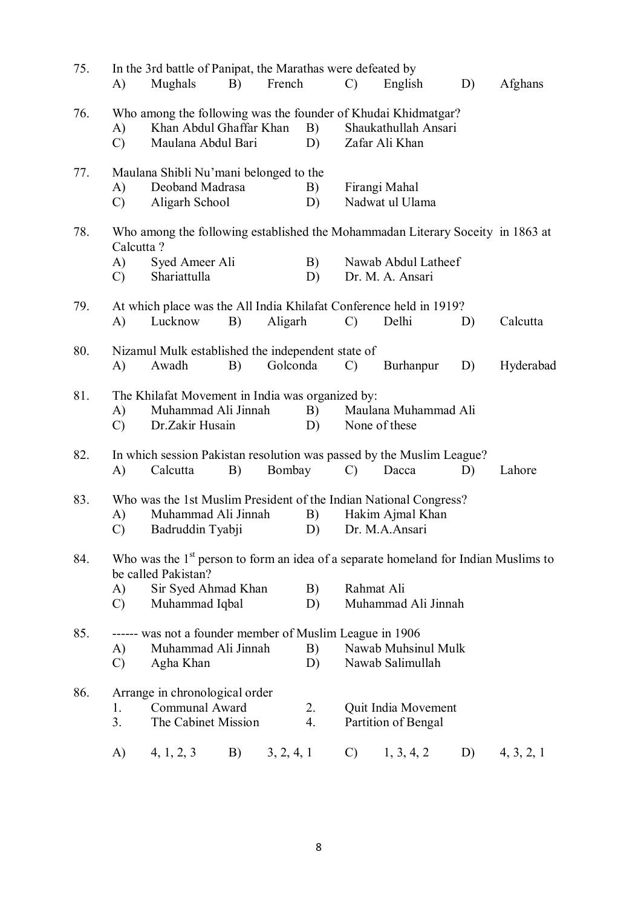75. In the 3rd battle of Panipat, the Marathas were defeated by

A) Mughals B) French C) English D) Afghans

76. Who among the following was the founder of Khudai Khidmatgar?

A) Khan Abdul Ghaffar Khan B) Shaukathullah Ansari
C) Maulana Abdul Bari D) Zafar Ali Khan

77. Maulana Shibli Nu'mani belonged to the

A) Deoband Madrasa B) Firangi Mahal
C) Aligarh School D) Nadwat ul Ulama

78. Who among the following established the Mohammadan Literary Soceity in 1863 at Calcutta ?

A) Syed Ameer Ali B) Nawab Abdul Latheef
C) Shariattulla D) Dr. M. A. Ansari

79. At which place was the All India Khilafat Conference held in 1919?

A) Lucknow B) Aligarh C) Delhi D) Calcutta

80. Nizamul Mulk established the independent state of

A) Awadh B) Golconda C) Burhanpur D) Hyderabad

81. The Khilafat Movement in India was organized by:

A) Muhammad Ali Jinnah B) Maulana Muhammad Ali
C) Dr.Zakir Husain D) None of these

82. In which session Pakistan resolution was passed by the Muslim League?

A) Calcutta B) Bombay C) Dacca D) Lahore

83. Who was the 1st Muslim President of the Indian National Congress?

A) Muhammad Ali Jinnah B) Hakim Ajmal Khan
C) Badruddin Tyabji D) Dr. M.A.Ansari

84. Who was the 1st person to form an idea of a separate homeland for Indian Muslims to be called Pakistan?

A) Sir Syed Ahmad Khan B) Rahmat Ali
C) Muhammad Iqbal D) Muhammad Ali Jinnah

85. ------ was not a founder member of Muslim League in 1906

A) Muhammad Ali Jinnah B) Nawab Muhsinul Mulk
C) Agha Khan D) Nawab Salimullah

86. Arrange in chronological order

1. Communal Award 2. Quit India Movement
3. The Cabinet Mission 4. Partition of Bengal

A) 4, 1, 2, 3 B) 3, 2, 4, 1 C) 1, 3, 4, 2 D) 4, 3, 2, 1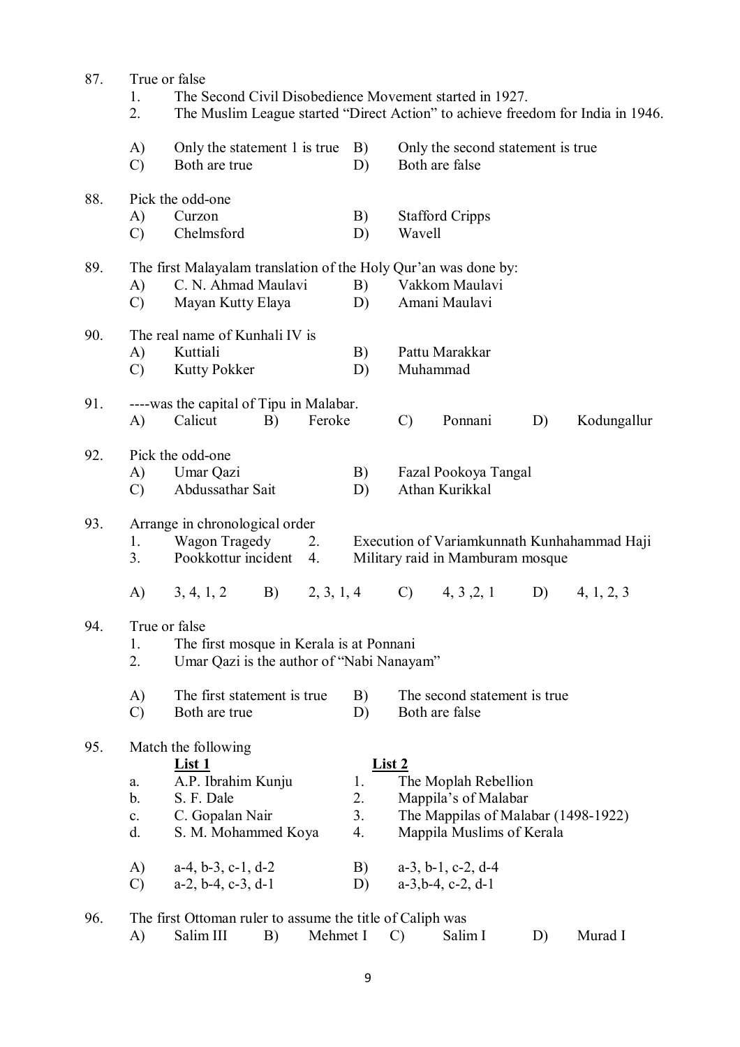87. True or false

1. The Second Civil Disobedience Movement started in 1927.
2. The Muslim League started "Direct Action" to achieve freedom for India in 1946.

A) Only the statement 1 is true  B) Only the second statement is true
C) Both are true  D) Both are false

88. Pick the odd-one

A) Curzon  B) Stafford Cripps
C) Chelmsford  D) Wavell

89. The first Malayalam translation of the Holy Qur'an was done by:

A) C. N. Ahmad Maulavi  B) Vakkom Maulavi
C) Mayan Kutty Elaya  D) Amani Maulavi

90. The real name of Kunhali IV is

A) Kuttiali  B) Pattu Marakkar
C) Kutty Pokker  D) Muhammad

91. ----was the capital of Tipu in Malabar.

A) Calicut  B) Feroke  C) Ponnani  D) Kodungallur

92. Pick the odd-one

A) Umar Qazi  B) Fazal Pookoya Tangal
C) Abdussathar Sait  D) Athan Kurikkal

93. Arrange in chronological order

1. Wagon Tragedy  2. Execution of Variamkunnath Kunhahammad Haji
3. Pookkottur incident  4. Military raid in Mamburam mosque

A) 3, 4, 1, 2  B) 2, 3, 1, 4  C) 4, 3 ,2, 1  D) 4, 1, 2, 3

94. True or false

1. The first mosque in Kerala is at Ponnani
2. Umar Qazi is the author of "Nabi Nanayam"

A) The first statement is true  B) The second statement is true
C) Both are true  D) Both are false

95. Match the following

| | List 1 | | List 2 |
|---|---|---|---|
| a. | A.P. Ibrahim Kunju | 1. | The Moplah Rebellion |
| b. | S. F. Dale | 2. | Mappila's of Malabar |
| c. | C. Gopalan Nair | 3. | The Mappilas of Malabar (1498-1922) |
| d. | S. M. Mohammed Koya | 4. | Mappila Muslims of Kerala |

A) a-4, b-3, c-1, d-2  B) a-3, b-1, c-2, d-4
C) a-2, b-4, c-3, d-1  D) a-3,b-4, c-2, d-1

96. The first Ottoman ruler to assume the title of Caliph was

A) Salim III  B) Mehmet I  C) Salim I  D) Murad I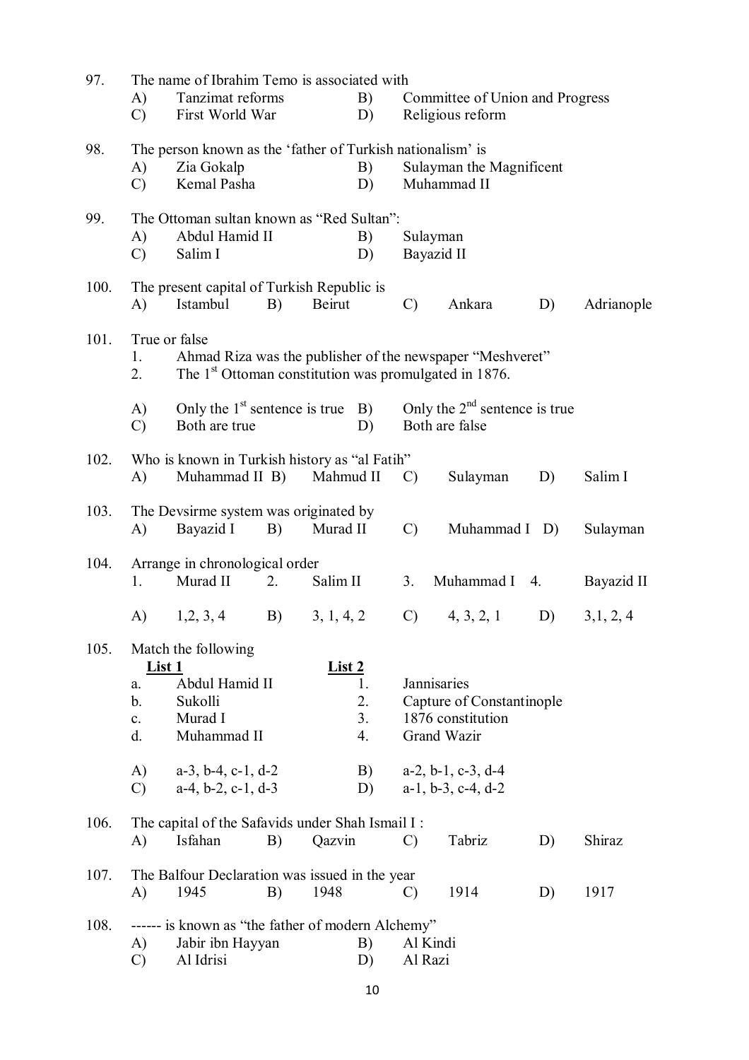97. The name of Ibrahim Temo is associated with

A) Tanzimat reforms B) Committee of Union and Progress
C) First World War D) Religious reform

98. The person known as the 'father of Turkish nationalism' is

A) Zia Gokalp B) Sulayman the Magnificent
C) Kemal Pasha D) Muhammad II

99. The Ottoman sultan known as "Red Sultan":

A) Abdul Hamid II B) Sulayman
C) Salim I D) Bayazid II

100. The present capital of Turkish Republic is

A) Istambul B) Beirut C) Ankara D) Adrianople

101. True or false

1. Ahmad Riza was the publisher of the newspaper "Meshveret"
2. The 1st Ottoman constitution was promulgated in 1876.

A) Only the 1st sentence is true B) Only the 2nd sentence is true
C) Both are true D) Both are false

102. Who is known in Turkish history as "al Fatih"

A) Muhammad II B) Mahmud II C) Sulayman D) Salim I

103. The Devsirme system was originated by

A) Bayazid I B) Murad II C) Muhammad I D) Sulayman

104. Arrange in chronological order

1. Murad II 2. Salim II 3. Muhammad I 4. Bayazid II

A) 1,2, 3, 4 B) 3, 1, 4, 2 C) 4, 3, 2, 1 D) 3,1, 2, 4

105. Match the following

| List 1 | List 2 |
|---|---|
| a. Abdul Hamid II | 1. Jannisaries |
| b. Sukolli | 2. Capture of Constantinople |
| c. Murad I | 3. 1876 constitution |
| d. Muhammad II | 4. Grand Wazir |

A) a-3, b-4, c-1, d-2 B) a-2, b-1, c-3, d-4
C) a-4, b-2, c-1, d-3 D) a-1, b-3, c-4, d-2

106. The capital of the Safavids under Shah Ismail I :

A) Isfahan B) Qazvin C) Tabriz D) Shiraz

107. The Balfour Declaration was issued in the year

A) 1945 B) 1948 C) 1914 D) 1917

108. ------ is known as "the father of modern Alchemy"

A) Jabir ibn Hayyan B) Al Kindi
C) Al Idrisi D) Al Razi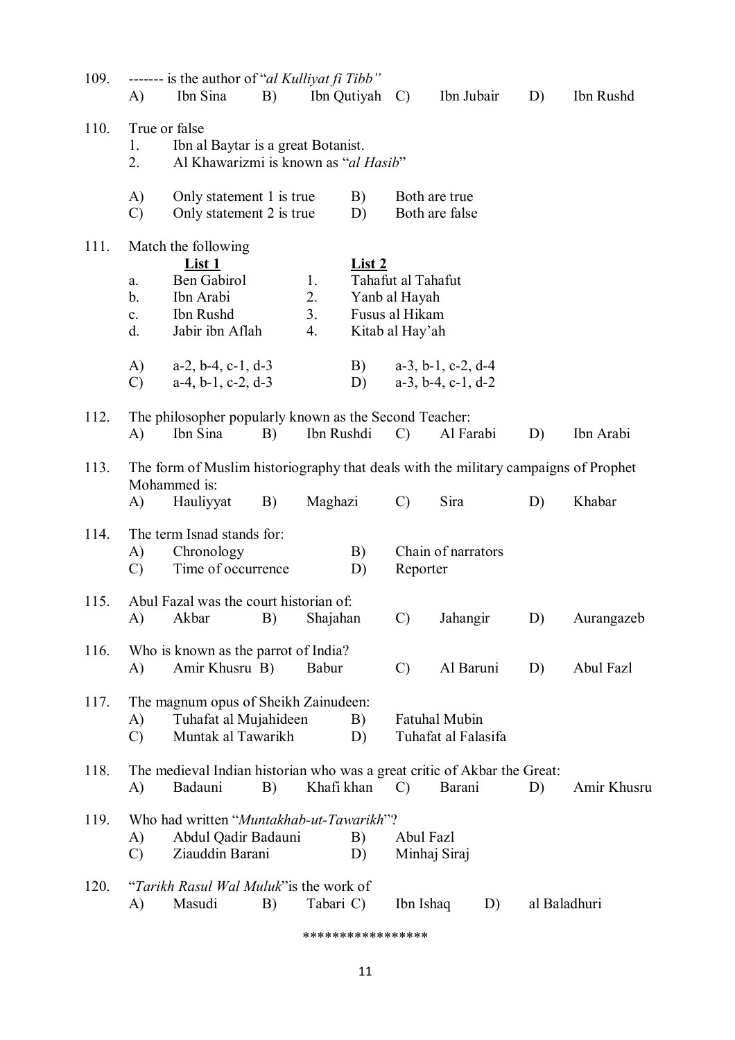109. ------- is the author of "*al Kulliyat fi Tibb*"

A) Ibn Sina B) Ibn Qutiyah C) Ibn Jubair D) Ibn Rushd

110. True or false

1. Ibn al Baytar is a great Botanist.
2. Al Khawarizmi is known as "*al Hasib*"

A) Only statement 1 is true B) Both are true
C) Only statement 2 is true D) Both are false

111. Match the following

| | List 1 | | List 2 |
|---|---|---|---|
| a. | Ben Gabirol | 1. | Tahafut al Tahafut |
| b. | Ibn Arabi | 2. | Yanb al Hayah |
| c. | Ibn Rushd | 3. | Fusus al Hikam |
| d. | Jabir ibn Aflah | 4. | Kitab al Hay'ah |

A) a-2, b-4, c-1, d-3 B) a-3, b-1, c-2, d-4
C) a-4, b-1, c-2, d-3 D) a-3, b-4, c-1, d-2

112. The philosopher popularly known as the Second Teacher:

A) Ibn Sina B) Ibn Rushdi C) Al Farabi D) Ibn Arabi

113. The form of Muslim historiography that deals with the military campaigns of Prophet Mohammed is:

A) Hauliyyat B) Maghazi C) Sira D) Khabar

114. The term Isnad stands for:

A) Chronology B) Chain of narrators
C) Time of occurrence D) Reporter

115. Abul Fazal was the court historian of:

A) Akbar B) Shajahan C) Jahangir D) Aurangazeb

116. Who is known as the parrot of India?

A) Amir Khusru B) Babur C) Al Baruni D) Abul Fazl

117. The magnum opus of Sheikh Zainudeen:

A) Tuhafat al Mujahideen B) Fatuhal Mubin
C) Muntak al Tawarikh D) Tuhafat al Falasifa

118. The medieval Indian historian who was a great critic of Akbar the Great:

A) Badauni B) Khafi khan C) Barani D) Amir Khusru

119. Who had written "*Muntakhab-ut-Tawarikh*"?

A) Abdul Qadir Badauni B) Abul Fazl
C) Ziauddin Barani D) Minhaj Siraj

120. "*Tarikh Rasul Wal Muluk*"is the work of

A) Masudi B) Tabari C) Ibn Ishaq D) al Baladhuri

*****************